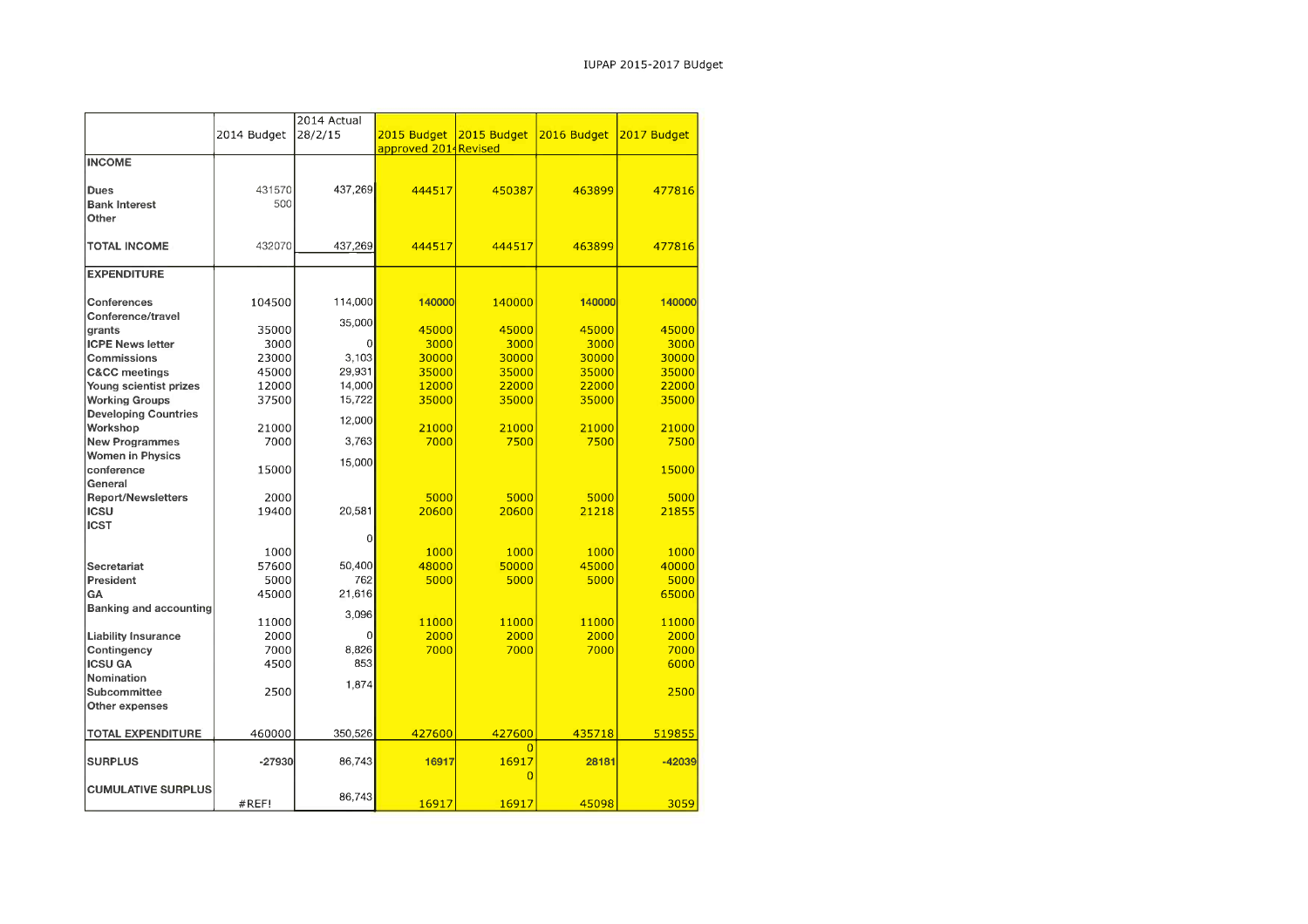# IUPAP 2015-2017 BUdget

| | 2014 Budget | 2014 Actual 28/2/15 | 2015 Budget approved 2014 | 2015 Budget Revised | 2016 Budget | 2017 Budget |
|---|---|---|---|---|---|---|
| **INCOME** | | | | | | |
| **Dues** | 431570 | 437,269 | 444517 | 450387 | 463899 | 477816 |
| **Bank Interest** | 500 | | | | | |
| **Other** | | | | | | |
| **TOTAL INCOME** | 432070 | 437,269 | 444517 | 444517 | 463899 | 477816 |
| **EXPENDITURE** | | | | | | |
| **Conferences** | 104500 | 114,000 | 140000 | 140000 | 140000 | 140000 |
| **Conference/travel grants** | 35000 | 35,000 | 45000 | 45000 | 45000 | 45000 |
| **ICPE News letter** | 3000 | 0 | 3000 | 3000 | 3000 | 3000 |
| **Commissions** | 23000 | 3,103 | 30000 | 30000 | 30000 | 30000 |
| **C&CC meetings** | 45000 | 29,931 | 35000 | 35000 | 35000 | 35000 |
| **Young scientist prizes** | 12000 | 14,000 | 12000 | 22000 | 22000 | 22000 |
| **Working Groups** | 37500 | 15,722 | 35000 | 35000 | 35000 | 35000 |
| **Developing Countries Workshop** | 21000 | 12,000 | 21000 | 21000 | 21000 | 21000 |
| **New Programmes** | 7000 | 3,763 | 7000 | 7500 | 7500 | 7500 |
| **Women in Physics conference** | 15000 | 15,000 | | | | 15000 |
| **General Report/Newsletters** | 2000 | | 5000 | 5000 | 5000 | 5000 |
| **ICSU** | 19400 | 20,581 | 20600 | 20600 | 21218 | 21855 |
| **ICST** | 1000 | 0 | 1000 | 1000 | 1000 | 1000 |
| **Secretariat** | 57600 | 50,400 | 48000 | 50000 | 45000 | 40000 |
| **President** | 5000 | 762 | 5000 | 5000 | 5000 | 5000 |
| **GA** | 45000 | 21,616 | | | | 65000 |
| **Banking and accounting** | 11000 | 3,096 | 11000 | 11000 | 11000 | 11000 |
| **Liability Insurance** | 2000 | 0 | 2000 | 2000 | 2000 | 2000 |
| **Contingency** | 7000 | 8,826 | 7000 | 7000 | 7000 | 7000 |
| **ICSU GA** | 4500 | 853 | | | | 6000 |
| **Nomination Subcommittee** | 2500 | 1,874 | | | | 2500 |
| **Other expenses** | | | | | | |
| **TOTAL EXPENDITURE** | 460000 | 350,526 | 427600 | 427600 | 435718 | 519855 |
| **SURPLUS** | -27930 | 86,743 | 16917 | 0<br>16917<br>0 | 28181 | -42039 |
| **CUMULATIVE SURPLUS** | #REF! | 86,743 | 16917 | 16917 | 45098 | 3059 |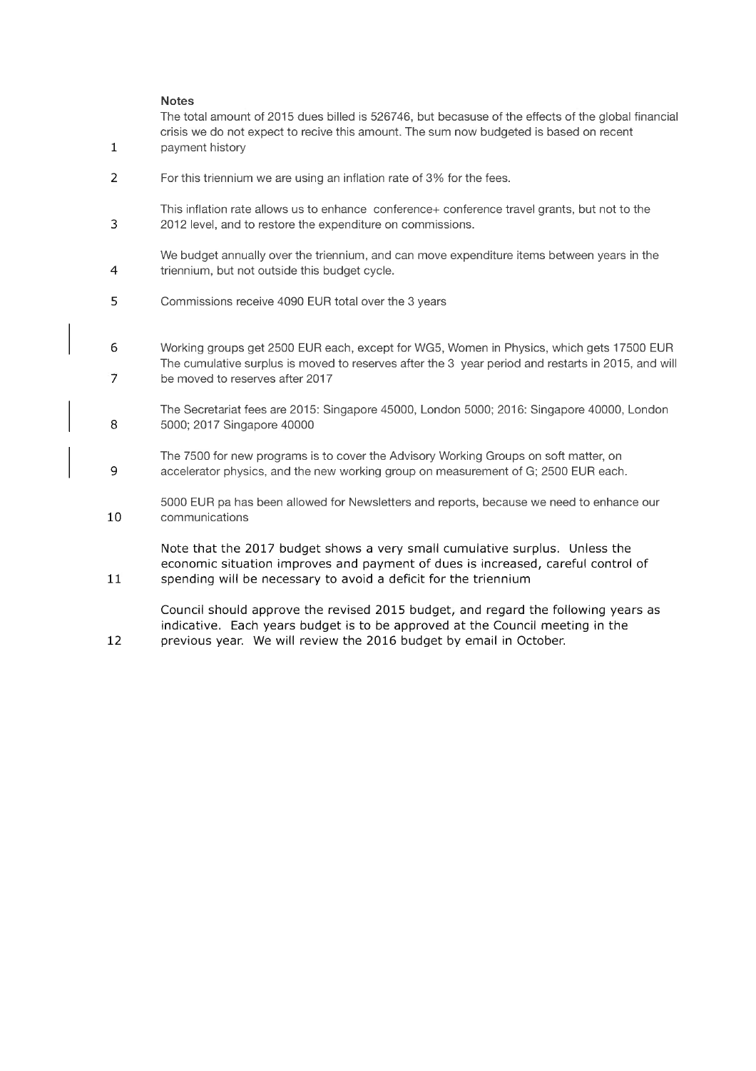**Notes**

1. The total amount of 2015 dues billed is 526746, but becasuse of the effects of the global financial crisis we do not expect to recive this amount. The sum now budgeted is based on recent payment history

2. For this triennium we are using an inflation rate of 3% for the fees.

3. This inflation rate allows us to enhance conference+ conference travel grants, but not to the 2012 level, and to restore the expenditure on commissions.

4. We budget annually over the triennium, and can move expenditure items between years in the triennium, but not outside this budget cycle.

5. Commissions receive 4090 EUR total over the 3 years

6. Working groups get 2500 EUR each, except for WG5, Women in Physics, which gets 17500 EUR

7. The cumulative surplus is moved to reserves after the 3 year period and restarts in 2015, and will be moved to reserves after 2017

8. The Secretariat fees are 2015: Singapore 45000, London 5000; 2016: Singapore 40000, London 5000; 2017 Singapore 40000

9. The 7500 for new programs is to cover the Advisory Working Groups on soft matter, on accelerator physics, and the new working group on measurement of G; 2500 EUR each.

10. 5000 EUR pa has been allowed for Newsletters and reports, because we need to enhance our communications

11. Note that the 2017 budget shows a very small cumulative surplus. Unless the economic situation improves and payment of dues is increased, careful control of spending will be necessary to avoid a deficit for the triennium

12. Council should approve the revised 2015 budget, and regard the following years as indicative. Each years budget is to be approved at the Council meeting in the previous year. We will review the 2016 budget by email in October.